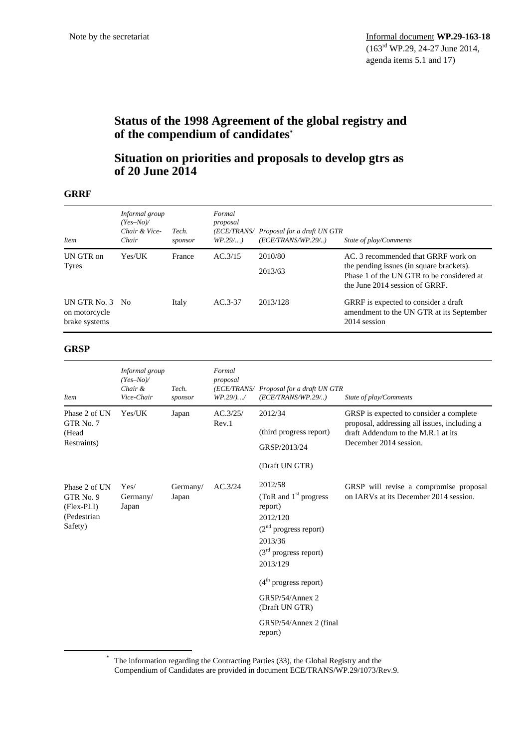Note by the secretariat

Informal document **WP.29-163-18**
(163rd WP.29, 24-27 June 2014, agenda items 5.1 and 17)

# Status of the 1998 Agreement of the global registry and of the compendium of candidates*

# Situation on priorities and proposals to develop gtrs as of 20 June 2014

## GRRF

| *Item* | *Informal group (Yes–No)/ Chair & Vice-Chair* | *Tech. sponsor* | *Formal proposal (ECE/TRANS/ WP.29/…)* | *Proposal for a draft UN GTR (ECE/TRANS/WP.29/..)* | *State of play/Comments* |
|---|---|---|---|---|---|
| UN GTR on Tyres | Yes/UK | France | AC.3/15 | 2010/80<br>2013/63 | AC. 3 recommended that GRRF work on the pending issues (in square brackets). Phase 1 of the UN GTR to be considered at the June 2014 session of GRRF. |
| UN GTR No. 3 on motorcycle brake systems | No | Italy | AC.3-37 | 2013/128 | GRRF is expected to consider a draft amendment to the UN GTR at its September 2014 session |

## GRSP

| *Item* | *Informal group (Yes–No)/ Chair & Vice-Chair* | *Tech. sponsor* | *Formal proposal (ECE/TRANS/ WP.29/)…/* | *Proposal for a draft UN GTR (ECE/TRANS/WP.29/..)* | *State of play/Comments* |
|---|---|---|---|---|---|
| Phase 2 of UN GTR No. 7 (Head Restraints) | Yes/UK | Japan | AC.3/25/ Rev.1 | 2012/34<br>(third progress report)<br>GRSP/2013/24<br>(Draft UN GTR) | GRSP is expected to consider a complete proposal, addressing all issues, including a draft Addendum to the M.R.1 at its December 2014 session. |
| Phase 2 of UN GTR No. 9 (Flex-PLI) (Pedestrian Safety) | Yes/ Germany/ Japan | Germany/ Japan | AC.3/24 | 2012/58<br>(ToR and 1st progress report)<br>2012/120<br>(2nd progress report)<br>2013/36<br>(3rd progress report)<br>2013/129<br>(4th progress report)<br>GRSP/54/Annex 2 (Draft UN GTR)<br>GRSP/54/Annex 2 (final report) | GRSP will revise a compromise proposal on IARVs at its December 2014 session. |

* The information regarding the Contracting Parties (33), the Global Registry and the Compendium of Candidates are provided in document ECE/TRANS/WP.29/1073/Rev.9.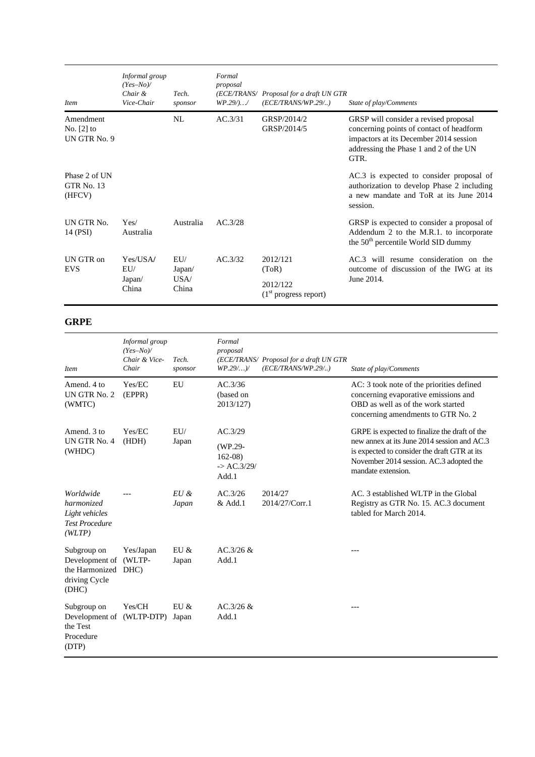| *Item* | *Informal group (Yes–No)/ Chair & Vice-Chair* | *Tech. sponsor* | *Formal proposal (ECE/TRANS/ WP.29/)…/* | *Proposal for a draft UN GTR (ECE/TRANS/WP.29/..)* | *State of play/Comments* |
|---|---|---|---|---|---|
| Amendment No. [2] to UN GTR No. 9 | | NL | AC.3/31 | GRSP/2014/2 GRSP/2014/5 | GRSP will consider a revised proposal concerning points of contact of headform impactors at its December 2014 session addressing the Phase 1 and 2 of the UN GTR. |
| Phase 2 of UN GTR No. 13 (HFCV) | | | | | AC.3 is expected to consider proposal of authorization to develop Phase 2 including a new mandate and ToR at its June 2014 session. |
| UN GTR No. 14 (PSI) | Yes/ Australia | Australia | AC.3/28 | | GRSP is expected to consider a proposal of Addendum 2 to the M.R.1. to incorporate the 50th percentile World SID dummy |
| UN GTR on EVS | Yes/USA/ EU/ Japan/ China | EU/ Japan/ USA/ China | AC.3/32 | 2012/121 (ToR) 2012/122 (1st progress report) | AC.3 will resume consideration on the outcome of discussion of the IWG at its June 2014. |

## GRPE

| *Item* | *Informal group (Yes–No)/ Chair & Vice-Chair* | *Tech. sponsor* | *Formal proposal (ECE/TRANS/ WP.29/…)/* | *Proposal for a draft UN GTR (ECE/TRANS/WP.29/..)* | *State of play/Comments* |
|---|---|---|---|---|---|
| Amend. 4 to UN GTR No. 2 (WMTC) | Yes/EC (EPPR) | EU | AC.3/36 (based on 2013/127) | | AC: 3 took note of the priorities defined concerning evaporative emissions and OBD as well as of the work started concerning amendments to GTR No. 2 |
| Amend. 3 to UN GTR No. 4 (WHDC) | Yes/EC (HDH) | EU/ Japan | AC.3/29 (WP.29-162-08) -> AC.3/29/ Add.1 | | GRPE is expected to finalize the draft of the new annex at its June 2014 session and AC.3 is expected to consider the draft GTR at its November 2014 session. AC.3 adopted the mandate extension. |
| *Worldwide harmonized Light vehicles Test Procedure (WLTP)* | --- | *EU & Japan* | AC.3/26 & Add.1 | 2014/27 2014/27/Corr.1 | AC. 3 established WLTP in the Global Registry as GTR No. 15. AC.3 document tabled for March 2014. |
| Subgroup on Development of the Harmonized driving Cycle (DHC) | Yes/Japan (WLTP-DHC) | EU & Japan | AC.3/26 & Add.1 | | --- |
| Subgroup on Development of the Test Procedure (DTP) | Yes/CH (WLTP-DTP) | EU & Japan | AC.3/26 & Add.1 | | --- |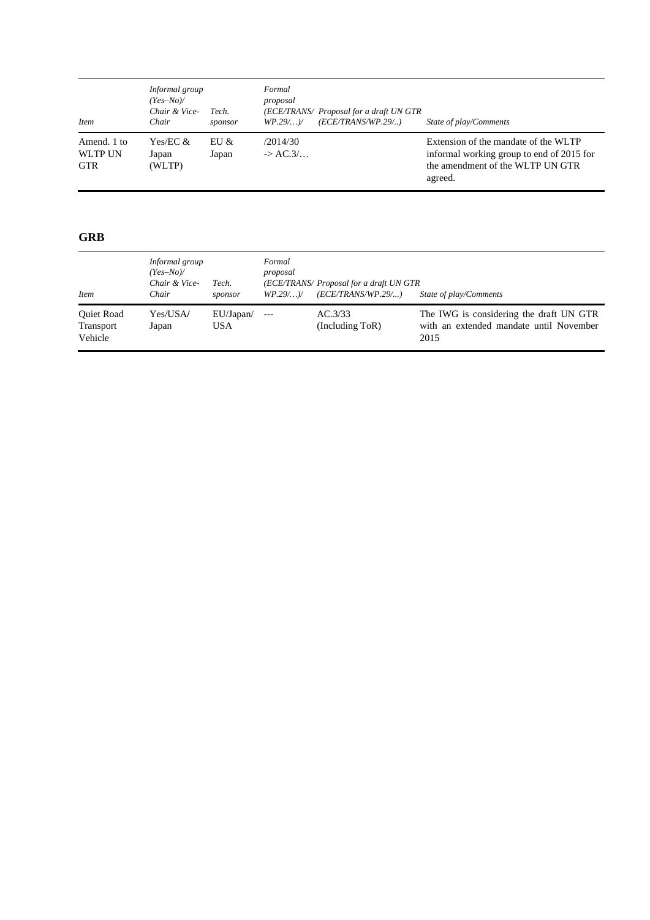| *Item* | *Informal group (Yes–No)/ Chair & Vice-Chair* | *Tech. sponsor* | *Formal proposal (ECE/TRANS/ WP.29/…)/* | *Proposal for a draft UN GTR (ECE/TRANS/WP.29/..)* | *State of play/Comments* |
|---|---|---|---|---|---|
| Amend. 1 to WLTP UN GTR | Yes/EC & Japan (WLTP) | EU & Japan | /2014/30 -> AC.3/… | | Extension of the mandate of the WLTP informal working group to end of 2015 for the amendment of the WLTP UN GTR agreed. |

**GRB**

| *Item* | *Informal group (Yes–No)/ Chair & Vice-Chair* | *Tech. sponsor* | *Formal proposal (ECE/TRANS/ WP.29/…)/* | *Proposal for a draft UN GTR (ECE/TRANS/WP.29/...)* | *State of play/Comments* |
|---|---|---|---|---|---|
| Quiet Road Transport Vehicle | Yes/USA/ Japan | EU/Japan/ USA | --- | AC.3/33 (Including ToR) | The IWG is considering the draft UN GTR with an extended mandate until November 2015 |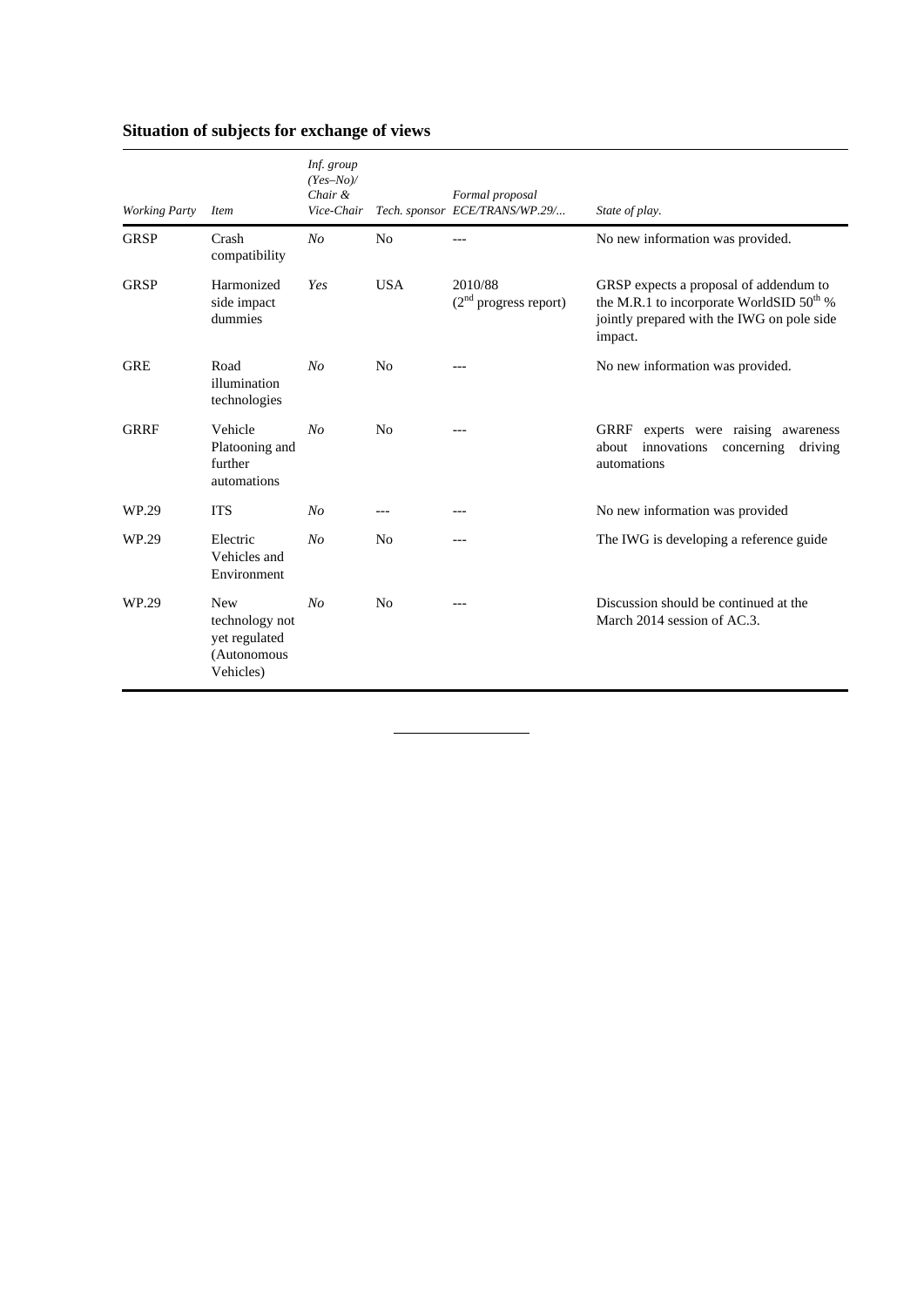## Situation of subjects for exchange of views

| *Working Party* | *Item* | *Inf. group (Yes–No)/ Chair & Vice-Chair* | *Tech. sponsor* | *Formal proposal ECE/TRANS/WP.29/...* | *State of play.* |
|---|---|---|---|---|---|
| GRSP | Crash compatibility | *No* | No | --- | No new information was provided. |
| GRSP | Harmonized side impact dummies | *Yes* | USA | 2010/88 (2nd progress report) | GRSP expects a proposal of addendum to the M.R.1 to incorporate WorldSID 50th % jointly prepared with the IWG on pole side impact. |
| GRE | Road illumination technologies | *No* | No | --- | No new information was provided. |
| GRRF | Vehicle Platooning and further automations | *No* | No | --- | GRRF experts were raising awareness about innovations concerning driving automations |
| WP.29 | ITS | *No* | --- | --- | No new information was provided |
| WP.29 | Electric Vehicles and Environment | *No* | No | --- | The IWG is developing a reference guide |
| WP.29 | New technology not yet regulated (Autonomous Vehicles) | *No* | No | --- | Discussion should be continued at the March 2014 session of AC.3. |